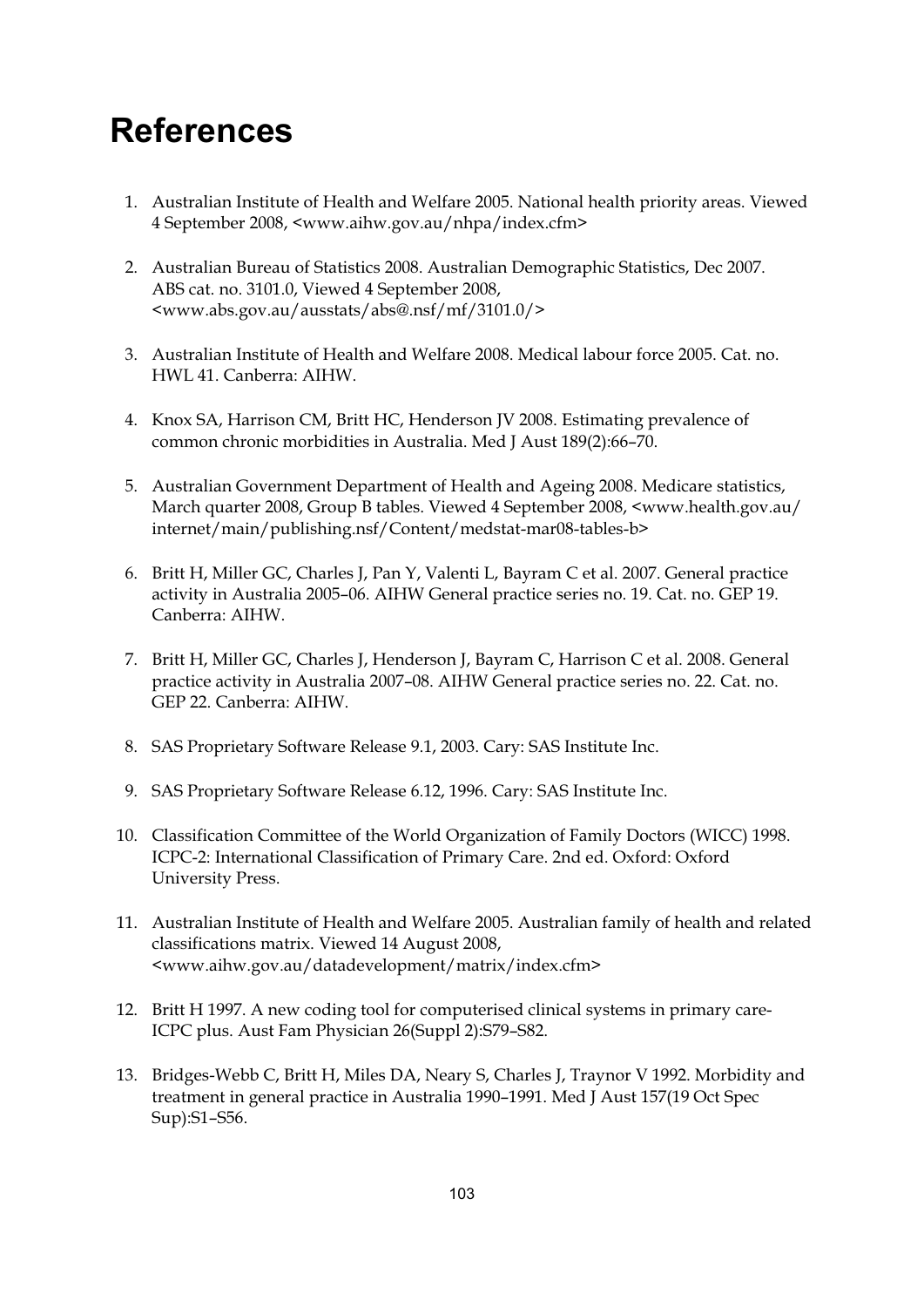# References

1. Australian Institute of Health and Welfare 2005. National health priority areas. Viewed 4 September 2008, <www.aihw.gov.au/nhpa/index.cfm>
2. Australian Bureau of Statistics 2008. Australian Demographic Statistics, Dec 2007. ABS cat. no. 3101.0, Viewed 4 September 2008, <www.abs.gov.au/ausstats/abs@.nsf/mf/3101.0/>
3. Australian Institute of Health and Welfare 2008. Medical labour force 2005. Cat. no. HWL 41. Canberra: AIHW.
4. Knox SA, Harrison CM, Britt HC, Henderson JV 2008. Estimating prevalence of common chronic morbidities in Australia. Med J Aust 189(2):66–70.
5. Australian Government Department of Health and Ageing 2008. Medicare statistics, March quarter 2008, Group B tables. Viewed 4 September 2008, <www.health.gov.au/internet/main/publishing.nsf/Content/medstat-mar08-tables-b>
6. Britt H, Miller GC, Charles J, Pan Y, Valenti L, Bayram C et al. 2007. General practice activity in Australia 2005–06. AIHW General practice series no. 19. Cat. no. GEP 19. Canberra: AIHW.
7. Britt H, Miller GC, Charles J, Henderson J, Bayram C, Harrison C et al. 2008. General practice activity in Australia 2007–08. AIHW General practice series no. 22. Cat. no. GEP 22. Canberra: AIHW.
8. SAS Proprietary Software Release 9.1, 2003. Cary: SAS Institute Inc.
9. SAS Proprietary Software Release 6.12, 1996. Cary: SAS Institute Inc.
10. Classification Committee of the World Organization of Family Doctors (WICC) 1998. ICPC-2: International Classification of Primary Care. 2nd ed. Oxford: Oxford University Press.
11. Australian Institute of Health and Welfare 2005. Australian family of health and related classifications matrix. Viewed 14 August 2008, <www.aihw.gov.au/datadevelopment/matrix/index.cfm>
12. Britt H 1997. A new coding tool for computerised clinical systems in primary care-ICPC plus. Aust Fam Physician 26(Suppl 2):S79–S82.
13. Bridges-Webb C, Britt H, Miles DA, Neary S, Charles J, Traynor V 1992. Morbidity and treatment in general practice in Australia 1990–1991. Med J Aust 157(19 Oct Spec Sup):S1–S56.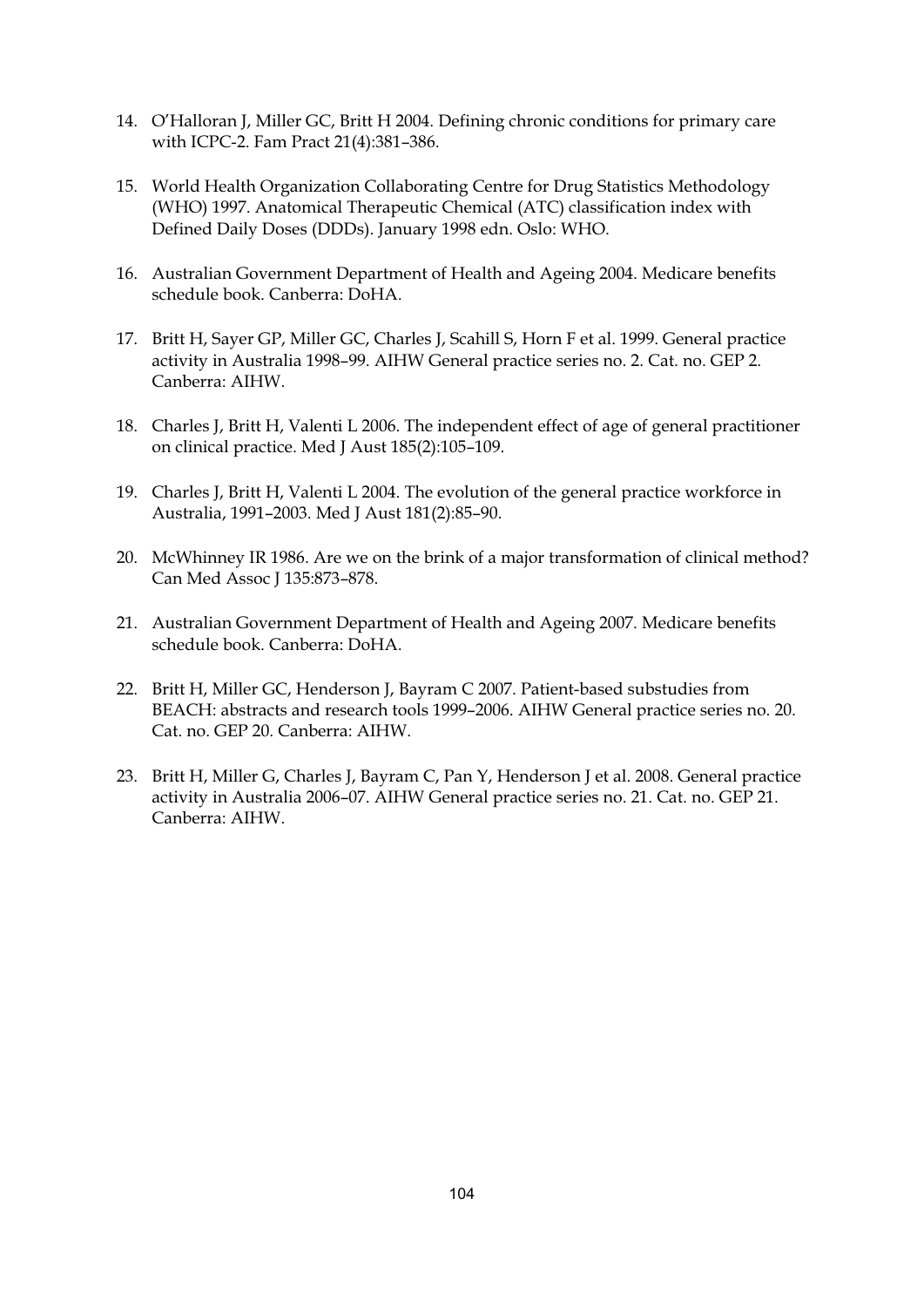14. O'Halloran J, Miller GC, Britt H 2004. Defining chronic conditions for primary care with ICPC-2. Fam Pract 21(4):381–386.

15. World Health Organization Collaborating Centre for Drug Statistics Methodology (WHO) 1997. Anatomical Therapeutic Chemical (ATC) classification index with Defined Daily Doses (DDDs). January 1998 edn. Oslo: WHO.

16. Australian Government Department of Health and Ageing 2004. Medicare benefits schedule book. Canberra: DoHA.

17. Britt H, Sayer GP, Miller GC, Charles J, Scahill S, Horn F et al. 1999. General practice activity in Australia 1998–99. AIHW General practice series no. 2. Cat. no. GEP 2. Canberra: AIHW.

18. Charles J, Britt H, Valenti L 2006. The independent effect of age of general practitioner on clinical practice. Med J Aust 185(2):105–109.

19. Charles J, Britt H, Valenti L 2004. The evolution of the general practice workforce in Australia, 1991–2003. Med J Aust 181(2):85–90.

20. McWhinney IR 1986. Are we on the brink of a major transformation of clinical method? Can Med Assoc J 135:873–878.

21. Australian Government Department of Health and Ageing 2007. Medicare benefits schedule book. Canberra: DoHA.

22. Britt H, Miller GC, Henderson J, Bayram C 2007. Patient-based substudies from BEACH: abstracts and research tools 1999–2006. AIHW General practice series no. 20. Cat. no. GEP 20. Canberra: AIHW.

23. Britt H, Miller G, Charles J, Bayram C, Pan Y, Henderson J et al. 2008. General practice activity in Australia 2006–07. AIHW General practice series no. 21. Cat. no. GEP 21. Canberra: AIHW.